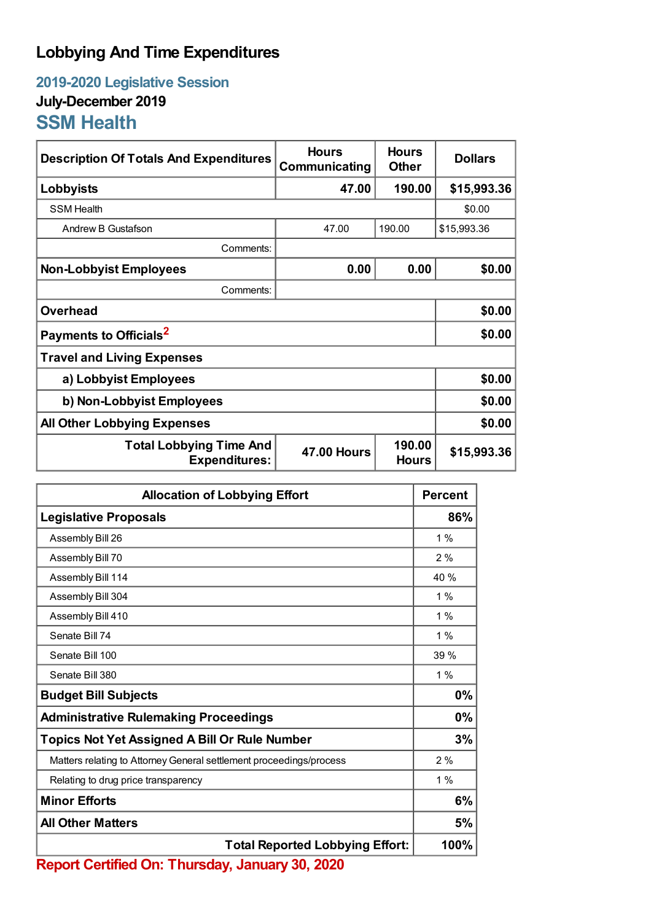# Lobbying And Time Expenditures

## 2019-2020 Legislative Session

### July-December 2019

## SSM Health

| Description Of Totals And Expenditures | Hours Communicating | Hours Other | Dollars |
|---|---|---|---|
| **Lobbyists** | **47.00** | **190.00** | **$15,993.36** |
| SSM Health | | | $0.00 |
| Andrew B Gustafson | 47.00 | 190.00 | $15,993.36 |
| Comments: | | | |
| **Non-Lobbyist Employees** | **0.00** | **0.00** | **$0.00** |
| Comments: | | | |
| **Overhead** | | | **$0.00** |
| **Payments to Officials**[2] | | | **$0.00** |
| **Travel and Living Expenses** | | | |
| **a) Lobbyist Employees** | | | **$0.00** |
| **b) Non-Lobbyist Employees** | | | **$0.00** |
| **All Other Lobbying Expenses** | | | **$0.00** |
| **Total Lobbying Time And Expenditures:** | **47.00 Hours** | **190.00 Hours** | **$15,993.36** |

| Allocation of Lobbying Effort | Percent |
|---|---|
| **Legislative Proposals** | **86%** |
| Assembly Bill 26 | 1 % |
| Assembly Bill 70 | 2 % |
| Assembly Bill 114 | 40 % |
| Assembly Bill 304 | 1 % |
| Assembly Bill 410 | 1 % |
| Senate Bill 74 | 1 % |
| Senate Bill 100 | 39 % |
| Senate Bill 380 | 1 % |
| **Budget Bill Subjects** | **0%** |
| **Administrative Rulemaking Proceedings** | **0%** |
| **Topics Not Yet Assigned A Bill Or Rule Number** | **3%** |
| Matters relating to Attorney General settlement proceedings/process | 2 % |
| Relating to drug price transparency | 1 % |
| **Minor Efforts** | **6%** |
| **All Other Matters** | **5%** |
| **Total Reported Lobbying Effort:** | **100%** |

**Report Certified On: Thursday, January 30, 2020**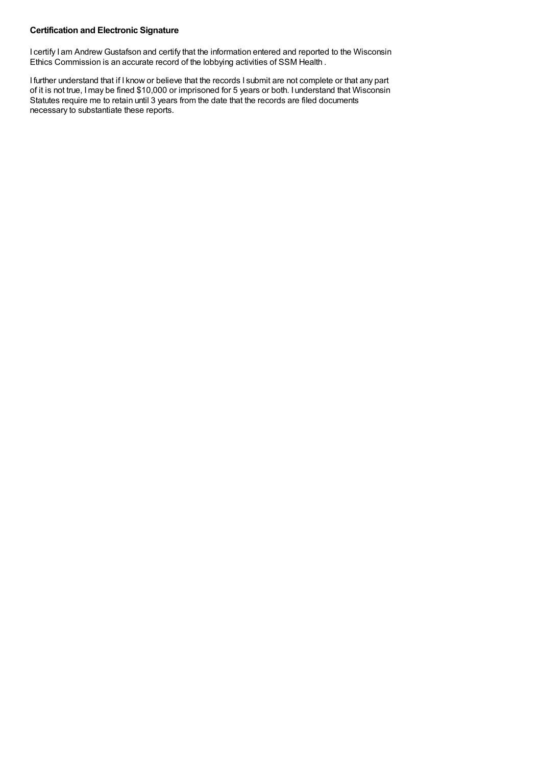**Certification and Electronic Signature**

I certify I am Andrew Gustafson and certify that the information entered and reported to the Wisconsin Ethics Commission is an accurate record of the lobbying activities of SSM Health .

I further understand that if I know or believe that the records I submit are not complete or that any part of it is not true, I may be fined $10,000 or imprisoned for 5 years or both. I understand that Wisconsin Statutes require me to retain until 3 years from the date that the records are filed documents necessary to substantiate these reports.